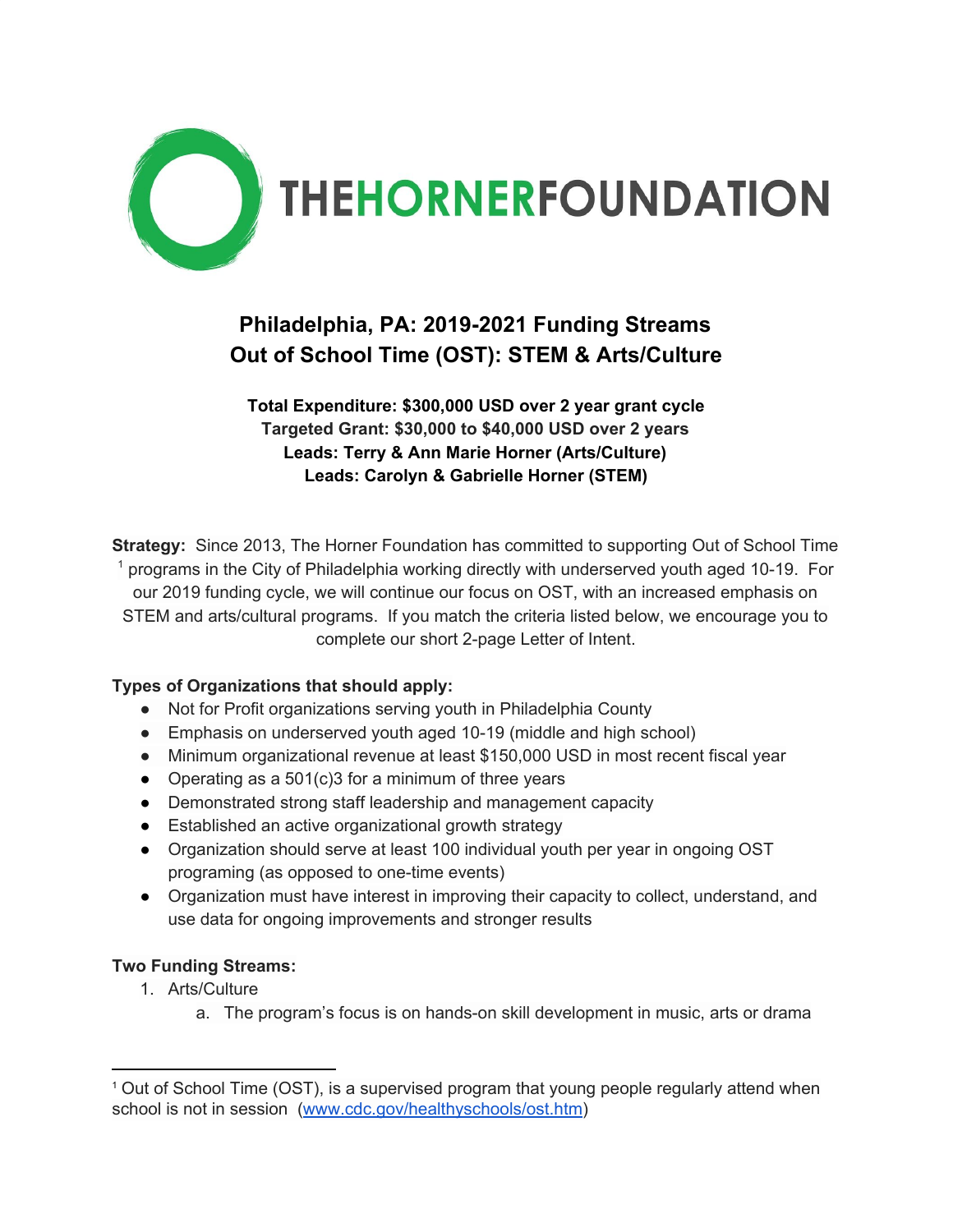THEHORNERFOUNDATION

# Philadelphia, PA: 2019-2021 Funding Streams
# Out of School Time (OST): STEM & Arts/Culture

**Total Expenditure: $300,000 USD over 2 year grant cycle**
**Targeted Grant: $30,000 to $40,000 USD over 2 years**
**Leads: Terry & Ann Marie Horner (Arts/Culture)**
**Leads: Carolyn & Gabrielle Horner (STEM)**

**Strategy:** Since 2013, The Horner Foundation has committed to supporting Out of School Time [1] programs in the City of Philadelphia working directly with underserved youth aged 10-19. For our 2019 funding cycle, we will continue our focus on OST, with an increased emphasis on STEM and arts/cultural programs. If you match the criteria listed below, we encourage you to complete our short 2-page Letter of Intent.

**Types of Organizations that should apply:**

- Not for Profit organizations serving youth in Philadelphia County
- Emphasis on underserved youth aged 10-19 (middle and high school)
- Minimum organizational revenue at least $150,000 USD in most recent fiscal year
- Operating as a 501(c)3 for a minimum of three years
- Demonstrated strong staff leadership and management capacity
- Established an active organizational growth strategy
- Organization should serve at least 100 individual youth per year in ongoing OST programing (as opposed to one-time events)
- Organization must have interest in improving their capacity to collect, understand, and use data for ongoing improvements and stronger results

**Two Funding Streams:**

1. Arts/Culture
    a. The program's focus is on hands-on skill development in music, arts or drama

---

[1] Out of School Time (OST), is a supervised program that young people regularly attend when school is not in session ([www.cdc.gov/healthyschools/ost.htm](www.cdc.gov/healthyschools/ost.htm))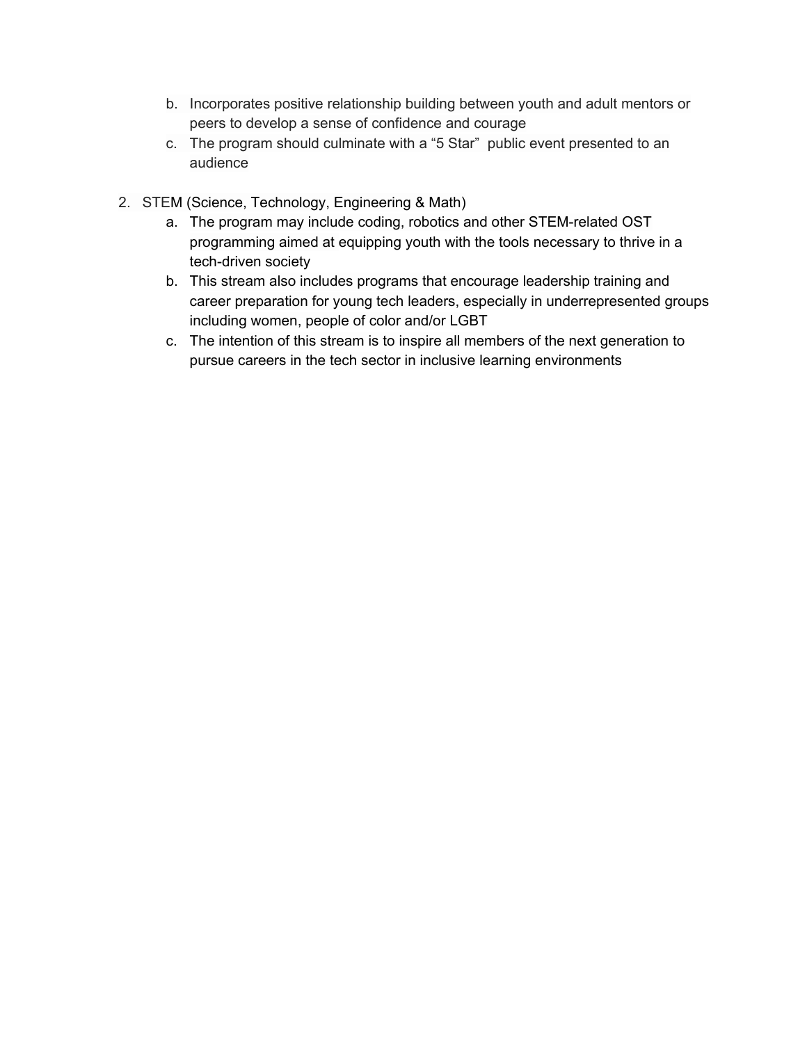b. Incorporates positive relationship building between youth and adult mentors or peers to develop a sense of confidence and courage
c. The program should culminate with a "5 Star" public event presented to an audience

2. STEM (Science, Technology, Engineering & Math)
    a. The program may include coding, robotics and other STEM-related OST programming aimed at equipping youth with the tools necessary to thrive in a tech-driven society
    b. This stream also includes programs that encourage leadership training and career preparation for young tech leaders, especially in underrepresented groups including women, people of color and/or LGBT
    c. The intention of this stream is to inspire all members of the next generation to pursue careers in the tech sector in inclusive learning environments